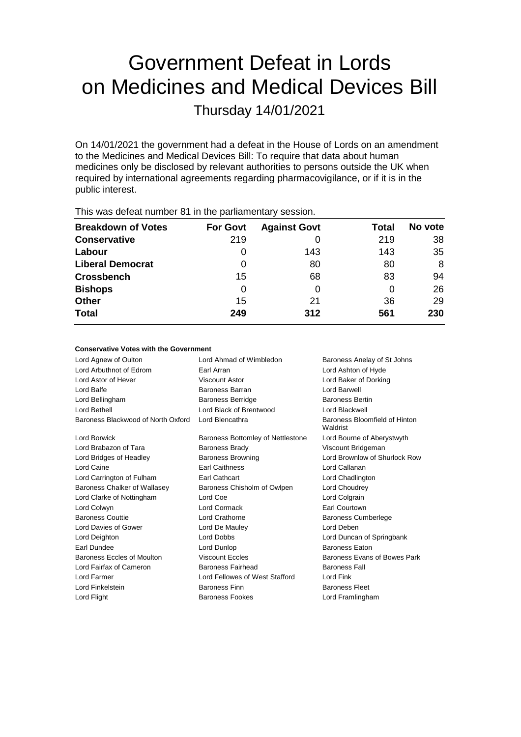# Government Defeat in Lords on Medicines and Medical Devices Bill

Thursday 14/01/2021

On 14/01/2021 the government had a defeat in the House of Lords on an amendment to the Medicines and Medical Devices Bill: To require that data about human medicines only be disclosed by relevant authorities to persons outside the UK when required by international agreements regarding pharmacovigilance, or if it is in the public interest.

This was defeat number 81 in the parliamentary session.

| Breakdown of Votes | For Govt | Against Govt | Total | No vote |
|---|---|---|---|---|
| **Conservative** | 219 | 0 | 219 | 38 |
| **Labour** | 0 | 143 | 143 | 35 |
| **Liberal Democrat** | 0 | 80 | 80 | 8 |
| **Crossbench** | 15 | 68 | 83 | 94 |
| **Bishops** | 0 | 0 | 0 | 26 |
| **Other** | 15 | 21 | 36 | 29 |
| **Total** | **249** | **312** | **561** | **230** |

**Conservative Votes with the Government**

| | | |
|---|---|---|
| Lord Agnew of Oulton | Lord Ahmad of Wimbledon | Baroness Anelay of St Johns |
| Lord Arbuthnot of Edrom | Earl Arran | Lord Ashton of Hyde |
| Lord Astor of Hever | Viscount Astor | Lord Baker of Dorking |
| Lord Balfe | Baroness Barran | Lord Barwell |
| Lord Bellingham | Baroness Berridge | Baroness Bertin |
| Lord Bethell | Lord Black of Brentwood | Lord Blackwell |
| Baroness Blackwood of North Oxford | Lord Blencathra | Baroness Bloomfield of Hinton Waldrist |
| Lord Borwick | Baroness Bottomley of Nettlestone | Lord Bourne of Aberystwyth |
| Lord Brabazon of Tara | Baroness Brady | Viscount Bridgeman |
| Lord Bridges of Headley | Baroness Browning | Lord Brownlow of Shurlock Row |
| Lord Caine | Earl Caithness | Lord Callanan |
| Lord Carrington of Fulham | Earl Cathcart | Lord Chadlington |
| Baroness Chalker of Wallasey | Baroness Chisholm of Owlpen | Lord Choudrey |
| Lord Clarke of Nottingham | Lord Coe | Lord Colgrain |
| Lord Colwyn | Lord Cormack | Earl Courtown |
| Baroness Couttie | Lord Crathorne | Baroness Cumberlege |
| Lord Davies of Gower | Lord De Mauley | Lord Deben |
| Lord Deighton | Lord Dobbs | Lord Duncan of Springbank |
| Earl Dundee | Lord Dunlop | Baroness Eaton |
| Baroness Eccles of Moulton | Viscount Eccles | Baroness Evans of Bowes Park |
| Lord Fairfax of Cameron | Baroness Fairhead | Baroness Fall |
| Lord Farmer | Lord Fellowes of West Stafford | Lord Fink |
| Lord Finkelstein | Baroness Finn | Baroness Fleet |
| Lord Flight | Baroness Fookes | Lord Framlingham |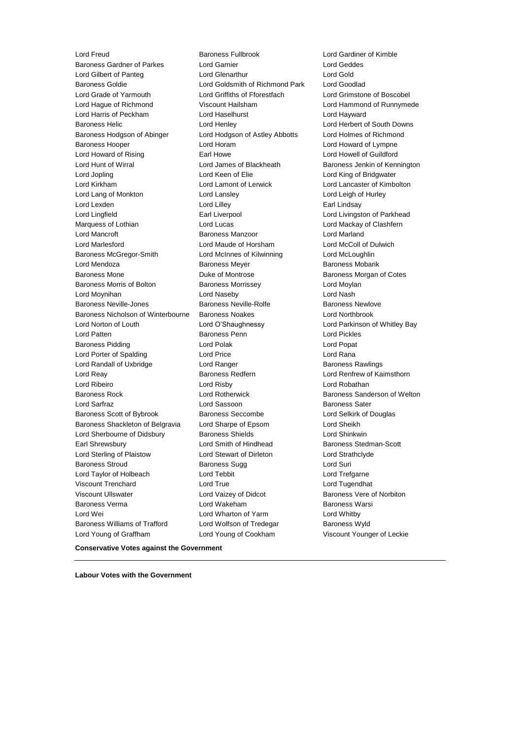Lord Freud
Baroness Fullbrook
Lord Gardiner of Kimble
Baroness Gardner of Parkes
Lord Garnier
Lord Geddes
Lord Gilbert of Panteg
Lord Glenarthur
Lord Gold
Baroness Goldie
Lord Goldsmith of Richmond Park
Lord Goodlad
Lord Grade of Yarmouth
Lord Griffiths of Fforestfach
Lord Grimstone of Boscobel
Lord Hague of Richmond
Viscount Hailsham
Lord Hammond of Runnymede
Lord Harris of Peckham
Lord Haselhurst
Lord Hayward
Baroness Helic
Lord Henley
Lord Herbert of South Downs
Baroness Hodgson of Abinger
Lord Hodgson of Astley Abbotts
Lord Holmes of Richmond
Baroness Hooper
Lord Horam
Lord Howard of Lympne
Lord Howard of Rising
Earl Howe
Lord Howell of Guildford
Lord Hunt of Wirral
Lord James of Blackheath
Baroness Jenkin of Kennington
Lord Jopling
Lord Keen of Elie
Lord King of Bridgwater
Lord Kirkham
Lord Lamont of Lerwick
Lord Lancaster of Kimbolton
Lord Lang of Monkton
Lord Lansley
Lord Leigh of Hurley
Lord Lexden
Lord Lilley
Earl Lindsay
Lord Lingfield
Earl Liverpool
Lord Livingston of Parkhead
Marquess of Lothian
Lord Lucas
Lord Mackay of Clashfern
Lord Mancroft
Baroness Manzoor
Lord Marland
Lord Marlesford
Lord Maude of Horsham
Lord McColl of Dulwich
Baroness McGregor-Smith
Lord McInnes of Kilwinning
Lord McLoughlin
Lord Mendoza
Baroness Meyer
Baroness Mobarik
Baroness Mone
Duke of Montrose
Baroness Morgan of Cotes
Baroness Morris of Bolton
Baroness Morrissey
Lord Moylan
Lord Moynihan
Lord Naseby
Lord Nash
Baroness Neville-Jones
Baroness Neville-Rolfe
Baroness Newlove
Baroness Nicholson of Winterbourne
Baroness Noakes
Lord Northbrook
Lord Norton of Louth
Lord O'Shaughnessy
Lord Parkinson of Whitley Bay
Lord Patten
Baroness Penn
Lord Pickles
Baroness Pidding
Lord Polak
Lord Popat
Lord Porter of Spalding
Lord Price
Lord Rana
Lord Randall of Uxbridge
Lord Ranger
Baroness Rawlings
Lord Reay
Baroness Redfern
Lord Renfrew of Kaimsthorn
Lord Ribeiro
Lord Risby
Lord Robathan
Baroness Rock
Lord Rotherwick
Baroness Sanderson of Welton
Lord Sarfraz
Lord Sassoon
Baroness Sater
Baroness Scott of Bybrook
Baroness Seccombe
Lord Selkirk of Douglas
Baroness Shackleton of Belgravia
Lord Sharpe of Epsom
Lord Sheikh
Lord Sherbourne of Didsbury
Baroness Shields
Lord Shinkwin
Earl Shrewsbury
Lord Smith of Hindhead
Baroness Stedman-Scott
Lord Sterling of Plaistow
Lord Stewart of Dirleton
Lord Strathclyde
Baroness Stroud
Baroness Sugg
Lord Suri
Lord Taylor of Holbeach
Lord Tebbit
Lord Trefgarne
Viscount Trenchard
Lord True
Lord Tugendhat
Viscount Ullswater
Lord Vaizey of Didcot
Baroness Vere of Norbiton
Baroness Verma
Lord Wakeham
Baroness Warsi
Lord Wei
Lord Wharton of Yarm
Lord Whitby
Baroness Williams of Trafford
Lord Wolfson of Tredegar
Baroness Wyld
Lord Young of Graffham
Lord Young of Cookham
Viscount Younger of Leckie

**Conservative Votes against the Government**

---

**Labour Votes with the Government**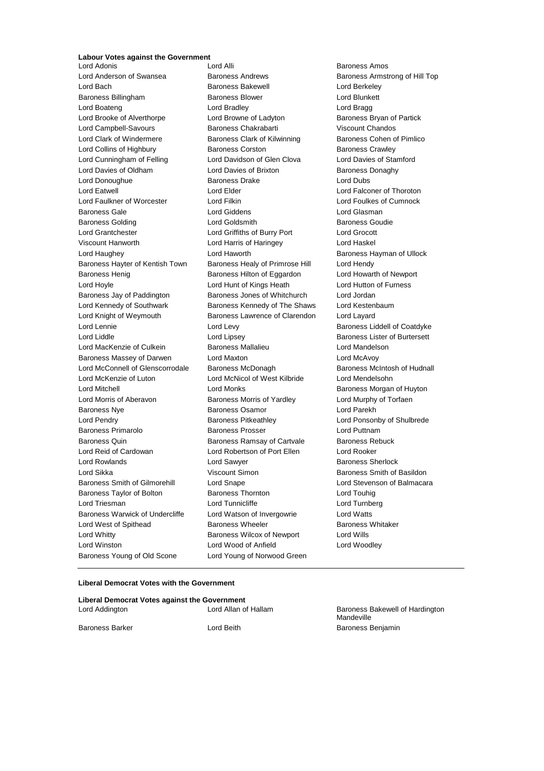**Labour Votes against the Government**

Lord Adonis
Lord Alli
Baroness Amos
Lord Anderson of Swansea
Baroness Andrews
Baroness Armstrong of Hill Top
Lord Bach
Baroness Bakewell
Lord Berkeley
Baroness Billingham
Baroness Blower
Lord Blunkett
Lord Boateng
Lord Bradley
Lord Bragg
Lord Brooke of Alverthorpe
Lord Browne of Ladyton
Baroness Bryan of Partick
Lord Campbell-Savours
Baroness Chakrabarti
Viscount Chandos
Lord Clark of Windermere
Baroness Clark of Kilwinning
Baroness Cohen of Pimlico
Lord Collins of Highbury
Baroness Corston
Baroness Crawley
Lord Cunningham of Felling
Lord Davidson of Glen Clova
Lord Davies of Stamford
Lord Davies of Oldham
Lord Davies of Brixton
Baroness Donaghy
Lord Donoughue
Baroness Drake
Lord Dubs
Lord Eatwell
Lord Elder
Lord Falconer of Thoroton
Lord Faulkner of Worcester
Lord Filkin
Lord Foulkes of Cumnock
Baroness Gale
Lord Giddens
Lord Glasman
Baroness Golding
Lord Goldsmith
Baroness Goudie
Lord Grantchester
Lord Griffiths of Burry Port
Lord Grocott
Viscount Hanworth
Lord Harris of Haringey
Lord Haskel
Lord Haughey
Lord Haworth
Baroness Hayman of Ullock
Baroness Hayter of Kentish Town
Baroness Healy of Primrose Hill
Lord Hendy
Baroness Henig
Baroness Hilton of Eggardon
Lord Howarth of Newport
Lord Hoyle
Lord Hunt of Kings Heath
Lord Hutton of Furness
Baroness Jay of Paddington
Baroness Jones of Whitchurch
Lord Jordan
Lord Kennedy of Southwark
Baroness Kennedy of The Shaws
Lord Kestenbaum
Lord Knight of Weymouth
Baroness Lawrence of Clarendon
Lord Layard
Lord Lennie
Lord Levy
Baroness Liddell of Coatdyke
Lord Liddle
Lord Lipsey
Baroness Lister of Burtersett
Lord MacKenzie of Culkein
Baroness Mallalieu
Lord Mandelson
Baroness Massey of Darwen
Lord Maxton
Lord McAvoy
Lord McConnell of Glenscorrodale
Baroness McDonagh
Baroness McIntosh of Hudnall
Lord McKenzie of Luton
Lord McNicol of West Kilbride
Lord Mendelsohn
Lord Mitchell
Lord Monks
Baroness Morgan of Huyton
Lord Morris of Aberavon
Baroness Morris of Yardley
Lord Murphy of Torfaen
Baroness Nye
Baroness Osamor
Lord Parekh
Lord Pendry
Baroness Pitkeathley
Lord Ponsonby of Shulbrede
Baroness Primarolo
Baroness Prosser
Lord Puttnam
Baroness Quin
Baroness Ramsay of Cartvale
Baroness Rebuck
Lord Reid of Cardowan
Lord Robertson of Port Ellen
Lord Rooker
Lord Rowlands
Lord Sawyer
Baroness Sherlock
Lord Sikka
Viscount Simon
Baroness Smith of Basildon
Baroness Smith of Gilmorehill
Lord Snape
Lord Stevenson of Balmacara
Baroness Taylor of Bolton
Baroness Thornton
Lord Touhig
Lord Triesman
Lord Tunnicliffe
Lord Turnberg
Baroness Warwick of Undercliffe
Lord Watson of Invergowrie
Lord Watts
Lord West of Spithead
Baroness Wheeler
Baroness Whitaker
Lord Whitty
Baroness Wilcox of Newport
Lord Wills
Lord Winston
Lord Wood of Anfield
Lord Woodley
Baroness Young of Old Scone
Lord Young of Norwood Green

---

**Liberal Democrat Votes with the Government**

**Liberal Democrat Votes against the Government**

Lord Addington
Lord Allan of Hallam
Baroness Bakewell of Hardington Mandeville
Baroness Barker
Lord Beith
Baroness Benjamin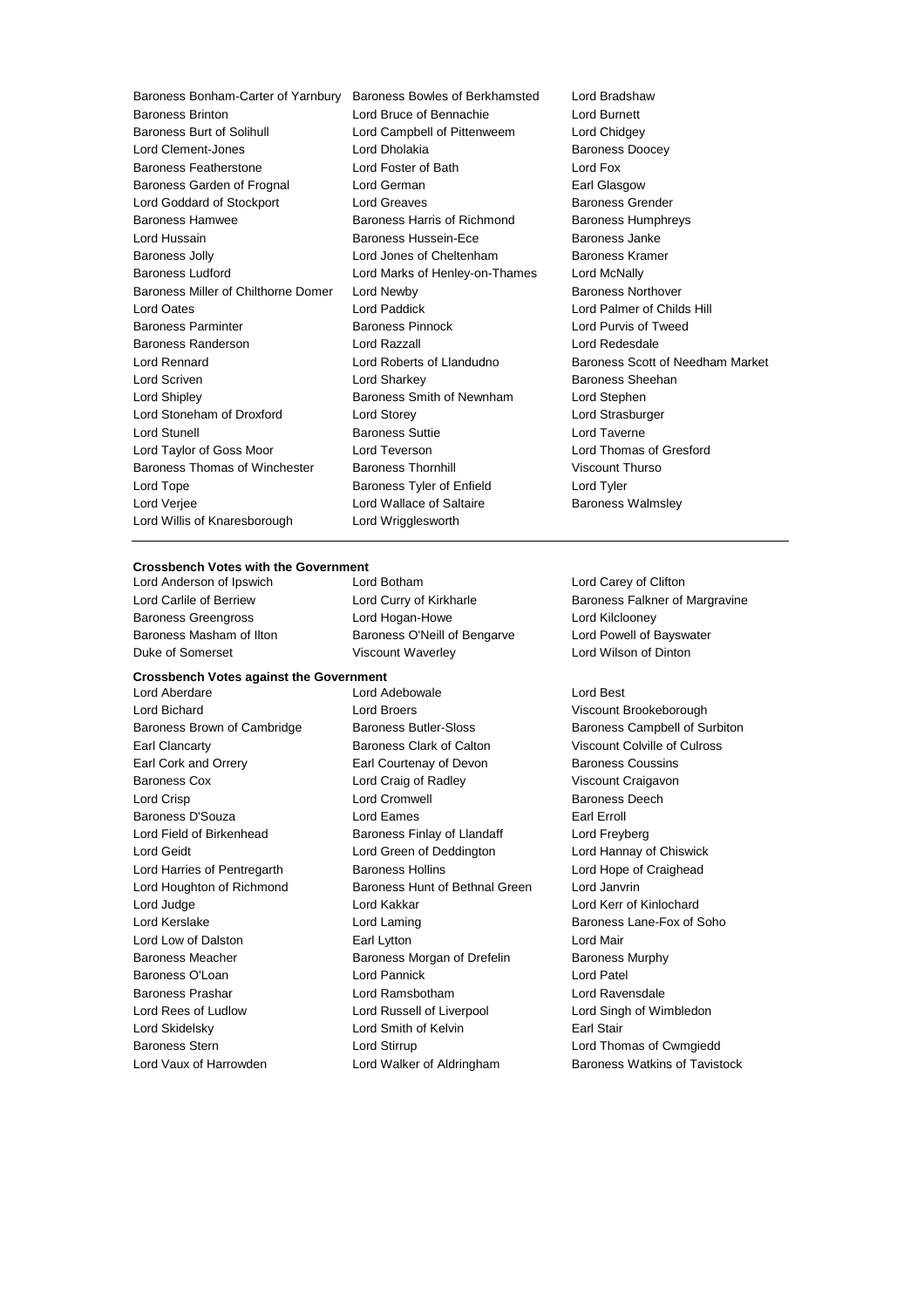Baroness Bonham-Carter of Yarnbury
Baroness Bowles of Berkhamsted
Lord Bradshaw
Baroness Brinton
Lord Bruce of Bennachie
Lord Burnett
Baroness Burt of Solihull
Lord Campbell of Pittenweem
Lord Chidgey
Lord Clement-Jones
Lord Dholakia
Baroness Doocey
Baroness Featherstone
Lord Foster of Bath
Lord Fox
Baroness Garden of Frognal
Lord German
Earl Glasgow
Lord Goddard of Stockport
Lord Greaves
Baroness Grender
Baroness Hamwee
Baroness Harris of Richmond
Baroness Humphreys
Lord Hussain
Baroness Hussein-Ece
Baroness Janke
Baroness Jolly
Lord Jones of Cheltenham
Baroness Kramer
Baroness Ludford
Lord Marks of Henley-on-Thames
Lord McNally
Baroness Miller of Chilthorne Domer
Lord Newby
Baroness Northover
Lord Oates
Lord Paddick
Lord Palmer of Childs Hill
Baroness Parminter
Baroness Pinnock
Lord Purvis of Tweed
Baroness Randerson
Lord Razzall
Lord Redesdale
Lord Rennard
Lord Roberts of Llandudno
Baroness Scott of Needham Market
Lord Scriven
Lord Sharkey
Baroness Sheehan
Lord Shipley
Baroness Smith of Newnham
Lord Stephen
Lord Stoneham of Droxford
Lord Storey
Lord Strasburger
Lord Stunell
Baroness Suttie
Lord Taverne
Lord Taylor of Goss Moor
Lord Teverson
Lord Thomas of Gresford
Baroness Thomas of Winchester
Baroness Thornhill
Viscount Thurso
Lord Tope
Baroness Tyler of Enfield
Lord Tyler
Lord Verjee
Lord Wallace of Saltaire
Baroness Walmsley
Lord Willis of Knaresborough
Lord Wrigglesworth

---

**Crossbench Votes with the Government**

Lord Anderson of Ipswich
Lord Botham
Lord Carey of Clifton
Lord Carlile of Berriew
Lord Curry of Kirkharle
Baroness Falkner of Margravine
Baroness Greengross
Lord Hogan-Howe
Lord Kilclooney
Baroness Masham of Ilton
Baroness O'Neill of Bengarve
Lord Powell of Bayswater
Duke of Somerset
Viscount Waverley
Lord Wilson of Dinton

**Crossbench Votes against the Government**

Lord Aberdare
Lord Adebowale
Lord Best
Lord Bichard
Lord Broers
Viscount Brookeborough
Baroness Brown of Cambridge
Baroness Butler-Sloss
Baroness Campbell of Surbiton
Earl Clancarty
Baroness Clark of Calton
Viscount Colville of Culross
Earl Cork and Orrery
Earl Courtenay of Devon
Baroness Coussins
Baroness Cox
Lord Craig of Radley
Viscount Craigavon
Lord Crisp
Lord Cromwell
Baroness Deech
Baroness D'Souza
Lord Eames
Earl Erroll
Lord Field of Birkenhead
Baroness Finlay of Llandaff
Lord Freyberg
Lord Geidt
Lord Green of Deddington
Lord Hannay of Chiswick
Lord Harries of Pentregarth
Baroness Hollins
Lord Hope of Craighead
Lord Houghton of Richmond
Baroness Hunt of Bethnal Green
Lord Janvrin
Lord Judge
Lord Kakkar
Lord Kerr of Kinlochard
Lord Kerslake
Lord Laming
Baroness Lane-Fox of Soho
Lord Low of Dalston
Earl Lytton
Lord Mair
Baroness Meacher
Baroness Morgan of Drefelin
Baroness Murphy
Baroness O'Loan
Lord Pannick
Lord Patel
Baroness Prashar
Lord Ramsbotham
Lord Ravensdale
Lord Rees of Ludlow
Lord Russell of Liverpool
Lord Singh of Wimbledon
Lord Skidelsky
Lord Smith of Kelvin
Earl Stair
Baroness Stern
Lord Stirrup
Lord Thomas of Cwmgiedd
Lord Vaux of Harrowden
Lord Walker of Aldringham
Baroness Watkins of Tavistock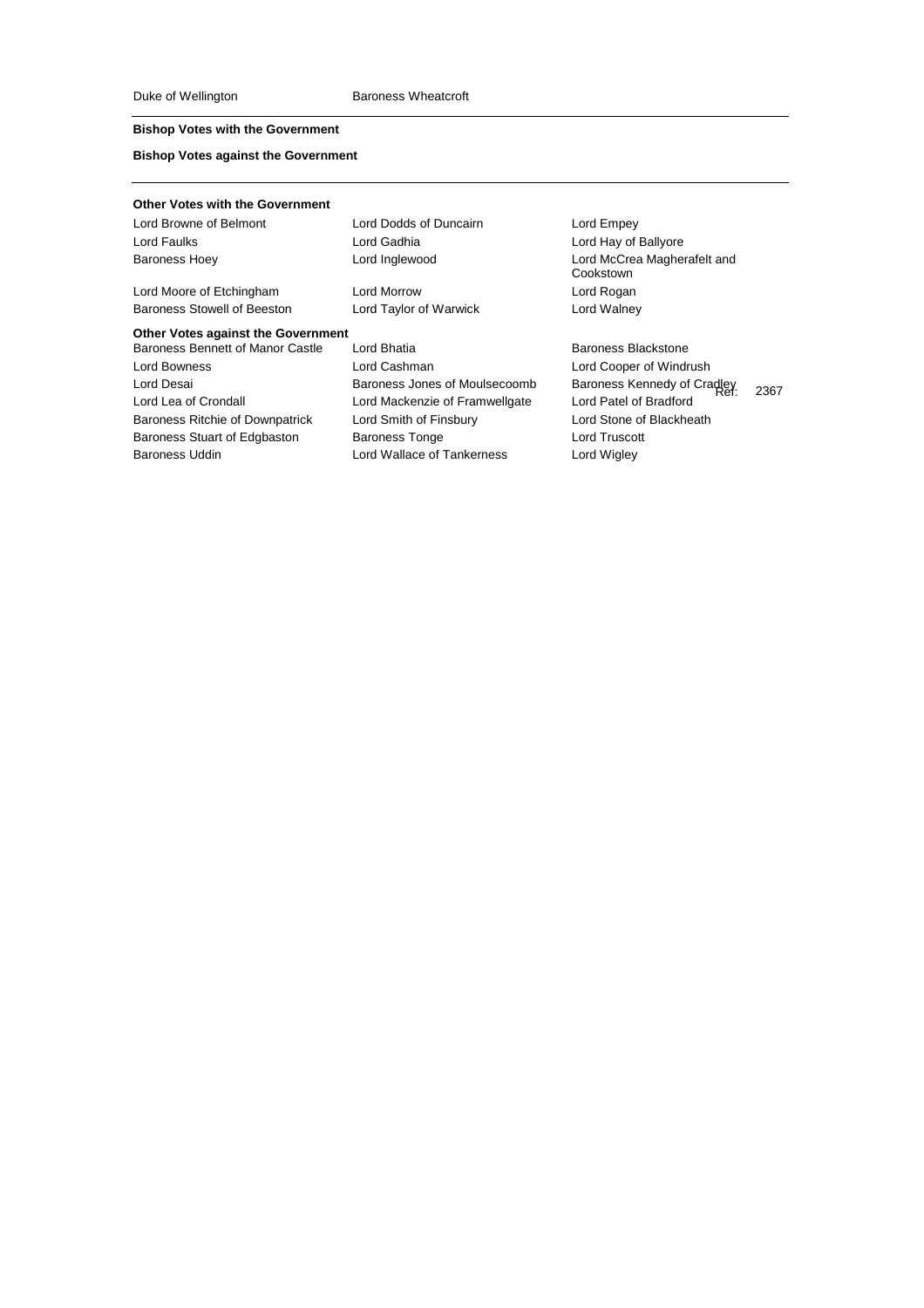| | |
|---|---|
| Duke of Wellington | Baroness Wheatcroft |

**Bishop Votes with the Government**

**Bishop Votes against the Government**

**Other Votes with the Government**

| | | |
|---|---|---|
| Lord Browne of Belmont | Lord Dodds of Duncairn | Lord Empey |
| Lord Faulks | Lord Gadhia | Lord Hay of Ballyore |
| Baroness Hoey | Lord Inglewood | Lord McCrea Magherafelt and Cookstown |
| Lord Moore of Etchingham | Lord Morrow | Lord Rogan |
| Baroness Stowell of Beeston | Lord Taylor of Warwick | Lord Walney |

**Other Votes against the Government**

| | | |
|---|---|---|
| Baroness Bennett of Manor Castle | Lord Bhatia | Baroness Blackstone |
| Lord Bowness | Lord Cashman | Lord Cooper of Windrush |
| Lord Desai | Baroness Jones of Moulsecoomb | Baroness Kennedy of Cradley |
| Lord Lea of Crondall | Lord Mackenzie of Framwellgate | Lord Patel of Bradford |
| Baroness Ritchie of Downpatrick | Lord Smith of Finsbury | Lord Stone of Blackheath |
| Baroness Stuart of Edgbaston | Baroness Tonge | Lord Truscott |
| Baroness Uddin | Lord Wallace of Tankerness | Lord Wigley |

Ref: 2367